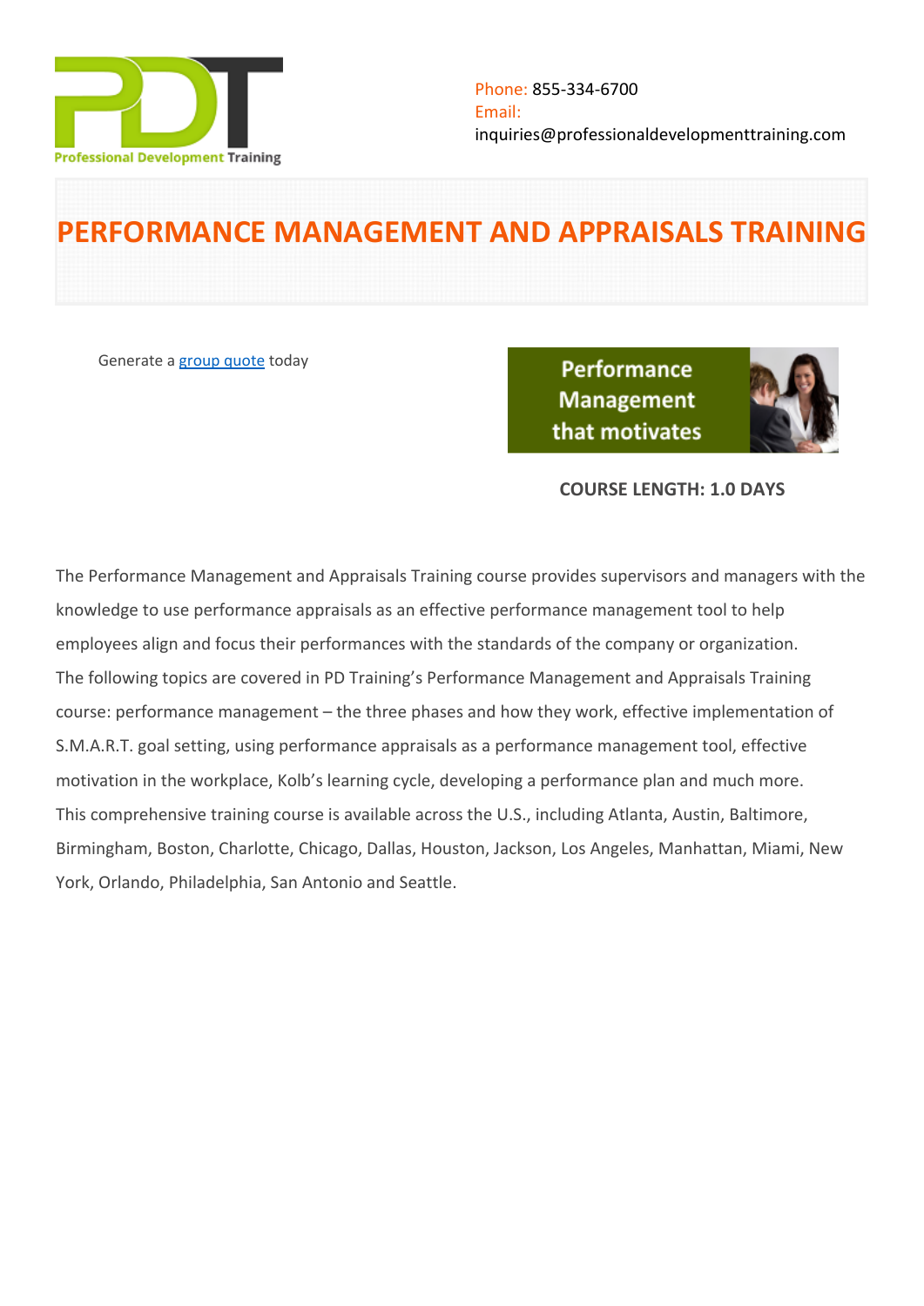Phone: 855-334-6700
Email:
inquiries@professionaldevelopmenttraining.com

# PERFORMANCE MANAGEMENT AND APPRAISALS TRAINING

Generate a group quote today

**COURSE LENGTH: 1.0 DAYS**

The Performance Management and Appraisals Training course provides supervisors and managers with the knowledge to use performance appraisals as an effective performance management tool to help employees align and focus their performances with the standards of the company or organization.
The following topics are covered in PD Training's Performance Management and Appraisals Training course: performance management – the three phases and how they work, effective implementation of S.M.A.R.T. goal setting, using performance appraisals as a performance management tool, effective motivation in the workplace, Kolb's learning cycle, developing a performance plan and much more.
This comprehensive training course is available across the U.S., including Atlanta, Austin, Baltimore, Birmingham, Boston, Charlotte, Chicago, Dallas, Houston, Jackson, Los Angeles, Manhattan, Miami, New York, Orlando, Philadelphia, San Antonio and Seattle.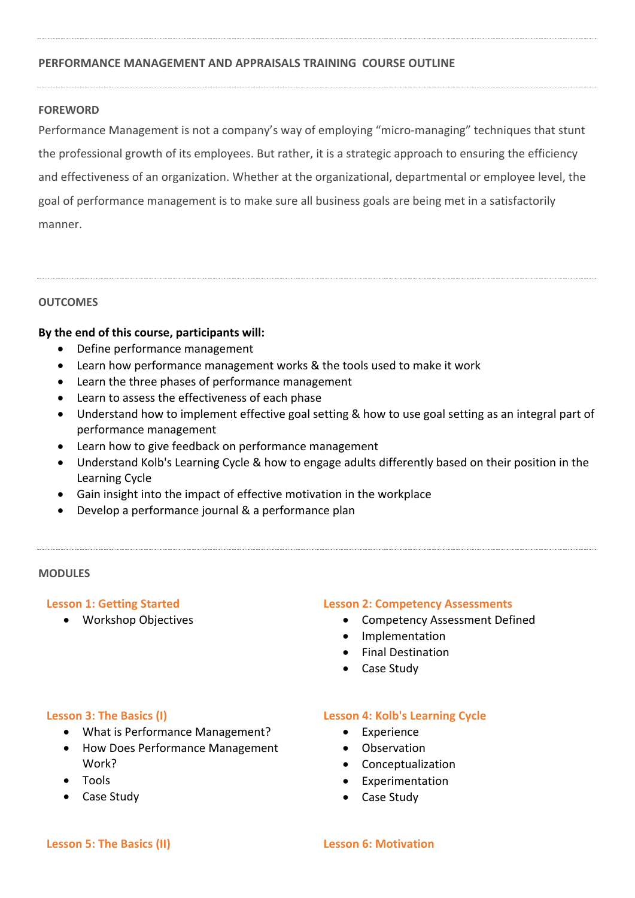## PERFORMANCE MANAGEMENT AND APPRAISALS TRAINING COURSE OUTLINE

### FOREWORD

Performance Management is not a company's way of employing "micro-managing" techniques that stunt the professional growth of its employees. But rather, it is a strategic approach to ensuring the efficiency and effectiveness of an organization. Whether at the organizational, departmental or employee level, the goal of performance management is to make sure all business goals are being met in a satisfactorily manner.

### OUTCOMES

**By the end of this course, participants will:**

- Define performance management
- Learn how performance management works & the tools used to make it work
- Learn the three phases of performance management
- Learn to assess the effectiveness of each phase
- Understand how to implement effective goal setting & how to use goal setting as an integral part of performance management
- Learn how to give feedback on performance management
- Understand Kolb's Learning Cycle & how to engage adults differently based on their position in the Learning Cycle
- Gain insight into the impact of effective motivation in the workplace
- Develop a performance journal & a performance plan

### MODULES

#### Lesson 1: Getting Started

- Workshop Objectives

#### Lesson 2: Competency Assessments

- Competency Assessment Defined
- Implementation
- Final Destination
- Case Study

#### Lesson 3: The Basics (I)

- What is Performance Management?
- How Does Performance Management Work?
- Tools
- Case Study

#### Lesson 4: Kolb's Learning Cycle

- Experience
- Observation
- Conceptualization
- Experimentation
- Case Study

#### Lesson 5: The Basics (II)

#### Lesson 6: Motivation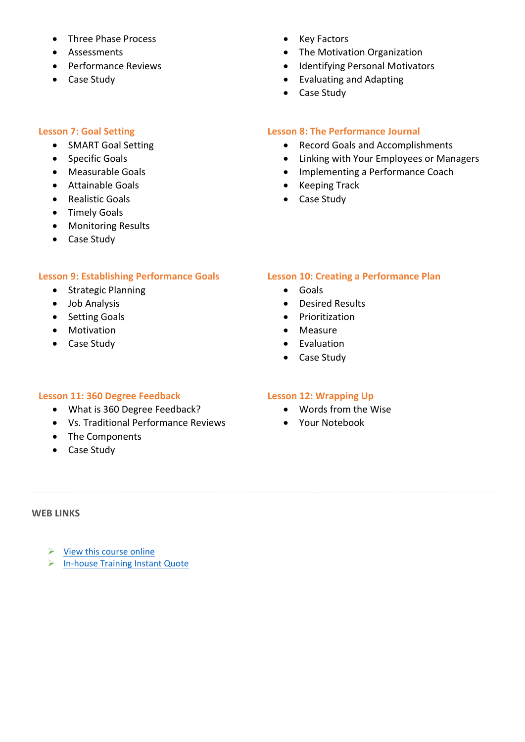- Three Phase Process
- Assessments
- Performance Reviews
- Case Study

- Key Factors
- The Motivation Organization
- Identifying Personal Motivators
- Evaluating and Adapting
- Case Study

### Lesson 7: Goal Setting

- SMART Goal Setting
- Specific Goals
- Measurable Goals
- Attainable Goals
- Realistic Goals
- Timely Goals
- Monitoring Results
- Case Study

### Lesson 8: The Performance Journal

- Record Goals and Accomplishments
- Linking with Your Employees or Managers
- Implementing a Performance Coach
- Keeping Track
- Case Study

### Lesson 9: Establishing Performance Goals

- Strategic Planning
- Job Analysis
- Setting Goals
- Motivation
- Case Study

### Lesson 10: Creating a Performance Plan

- Goals
- Desired Results
- Prioritization
- Measure
- Evaluation
- Case Study

### Lesson 11: 360 Degree Feedback

- What is 360 Degree Feedback?
- Vs. Traditional Performance Reviews
- The Components
- Case Study

### Lesson 12: Wrapping Up

- Words from the Wise
- Your Notebook

---

## WEB LINKS

---

- View this course online
- In-house Training Instant Quote